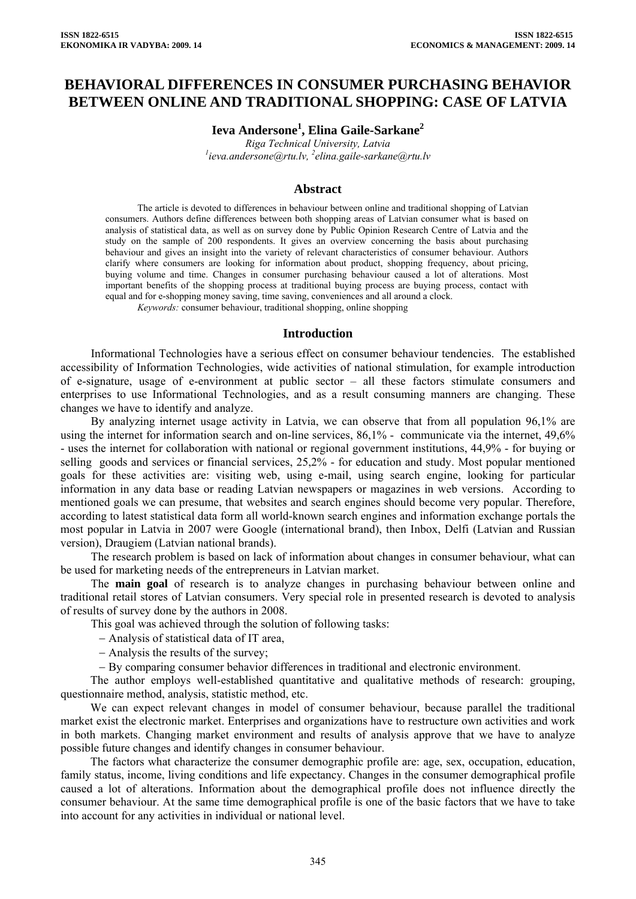# BEHAVIORAL DIFFERENCES IN CONSUMER PURCHASING BEHAVIOR BETWEEN ONLINE AND TRADITIONAL SHOPPING: CASE OF LATVIA

**Ieva Andersone[1], Elina Gaile-Sarkane[2]**

*Riga Technical University, Latvia*
*[1]ieva.andersone@rtu.lv, [2]elina.gaile-sarkane@rtu.lv*

## Abstract

The article is devoted to differences in behaviour between online and traditional shopping of Latvian consumers. Authors define differences between both shopping areas of Latvian consumer what is based on analysis of statistical data, as well as on survey done by Public Opinion Research Centre of Latvia and the study on the sample of 200 respondents. It gives an overview concerning the basis about purchasing behaviour and gives an insight into the variety of relevant characteristics of consumer behaviour. Authors clarify where consumers are looking for information about product, shopping frequency, about pricing, buying volume and time. Changes in consumer purchasing behaviour caused a lot of alterations. Most important benefits of the shopping process at traditional buying process are buying process, contact with equal and for e-shopping money saving, time saving, conveniences and all around a clock.

*Keywords:* consumer behaviour, traditional shopping, online shopping

## Introduction

Informational Technologies have a serious effect on consumer behaviour tendencies. The established accessibility of Information Technologies, wide activities of national stimulation, for example introduction of e-signature, usage of e-environment at public sector – all these factors stimulate consumers and enterprises to use Informational Technologies, and as a result consuming manners are changing. These changes we have to identify and analyze.

By analyzing internet usage activity in Latvia, we can observe that from all population 96,1% are using the internet for information search and on-line services, 86,1% - communicate via the internet, 49,6% - uses the internet for collaboration with national or regional government institutions, 44,9% - for buying or selling goods and services or financial services, 25,2% - for education and study. Most popular mentioned goals for these activities are: visiting web, using e-mail, using search engine, looking for particular information in any data base or reading Latvian newspapers or magazines in web versions. According to mentioned goals we can presume, that websites and search engines should become very popular. Therefore, according to latest statistical data form all world-known search engines and information exchange portals the most popular in Latvia in 2007 were Google (international brand), then Inbox, Delfi (Latvian and Russian version), Draugiem (Latvian national brands).

The research problem is based on lack of information about changes in consumer behaviour, what can be used for marketing needs of the entrepreneurs in Latvian market.

The **main goal** of research is to analyze changes in purchasing behaviour between online and traditional retail stores of Latvian consumers. Very special role in presented research is devoted to analysis of results of survey done by the authors in 2008.

This goal was achieved through the solution of following tasks:

- Analysis of statistical data of IT area,
- Analysis the results of the survey;
- By comparing consumer behavior differences in traditional and electronic environment.

The author employs well-established quantitative and qualitative methods of research: grouping, questionnaire method, analysis, statistic method, etc.

We can expect relevant changes in model of consumer behaviour, because parallel the traditional market exist the electronic market. Enterprises and organizations have to restructure own activities and work in both markets. Changing market environment and results of analysis approve that we have to analyze possible future changes and identify changes in consumer behaviour.

The factors what characterize the consumer demographic profile are: age, sex, occupation, education, family status, income, living conditions and life expectancy. Changes in the consumer demographical profile caused a lot of alterations. Information about the demographical profile does not influence directly the consumer behaviour. At the same time demographical profile is one of the basic factors that we have to take into account for any activities in individual or national level.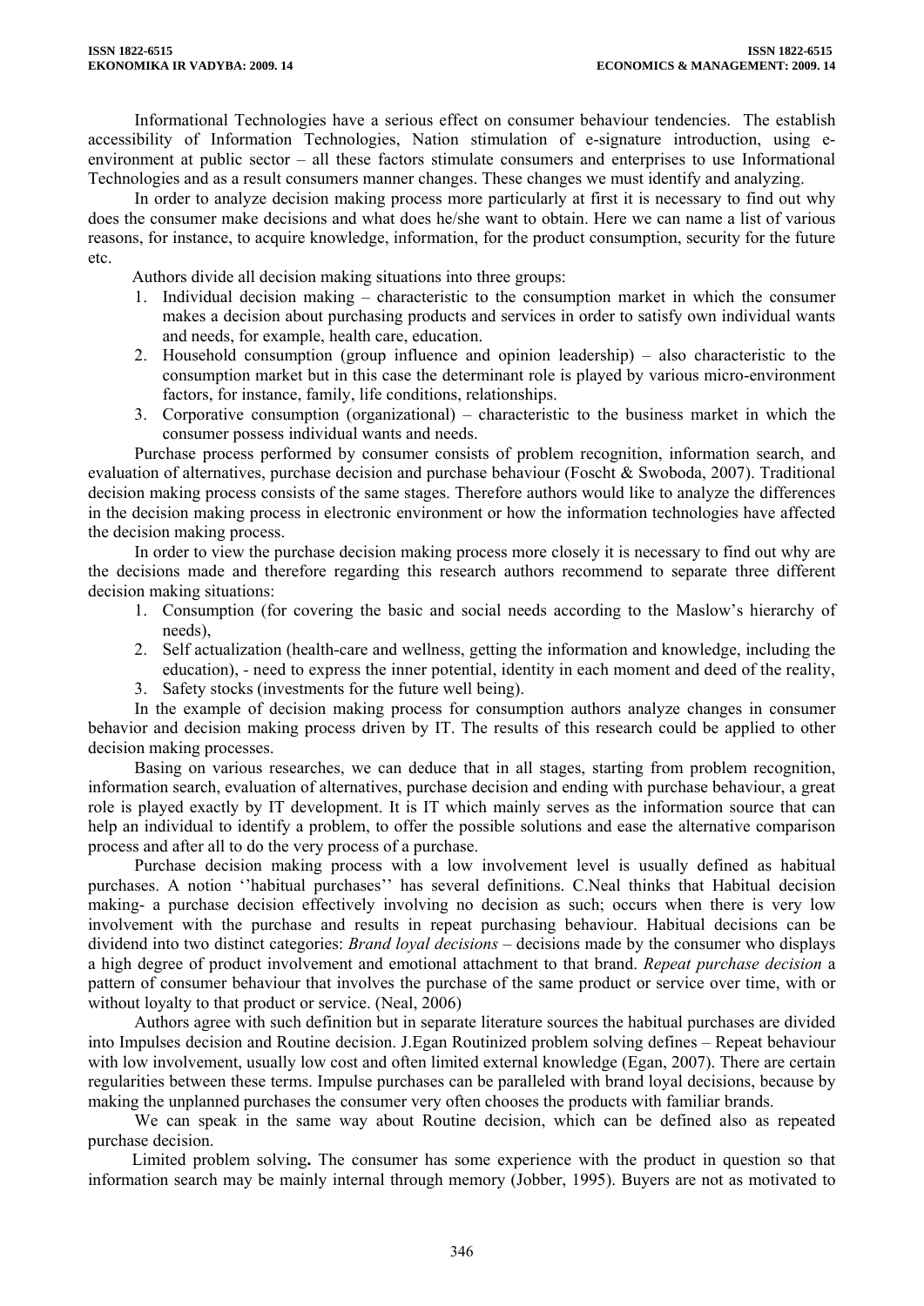Informational Technologies have a serious effect on consumer behaviour tendencies. The establish accessibility of Information Technologies, Nation stimulation of e-signature introduction, using e-environment at public sector – all these factors stimulate consumers and enterprises to use Informational Technologies and as a result consumers manner changes. These changes we must identify and analyzing.

In order to analyze decision making process more particularly at first it is necessary to find out why does the consumer make decisions and what does he/she want to obtain. Here we can name a list of various reasons, for instance, to acquire knowledge, information, for the product consumption, security for the future etc.

Authors divide all decision making situations into three groups:

1. Individual decision making – characteristic to the consumption market in which the consumer makes a decision about purchasing products and services in order to satisfy own individual wants and needs, for example, health care, education.
2. Household consumption (group influence and opinion leadership) – also characteristic to the consumption market but in this case the determinant role is played by various micro-environment factors, for instance, family, life conditions, relationships.
3. Corporative consumption (organizational) – characteristic to the business market in which the consumer possess individual wants and needs.

Purchase process performed by consumer consists of problem recognition, information search, and evaluation of alternatives, purchase decision and purchase behaviour (Foscht & Swoboda, 2007). Traditional decision making process consists of the same stages. Therefore authors would like to analyze the differences in the decision making process in electronic environment or how the information technologies have affected the decision making process.

In order to view the purchase decision making process more closely it is necessary to find out why are the decisions made and therefore regarding this research authors recommend to separate three different decision making situations:

1. Consumption (for covering the basic and social needs according to the Maslow's hierarchy of needs),
2. Self actualization (health-care and wellness, getting the information and knowledge, including the education), - need to express the inner potential, identity in each moment and deed of the reality,
3. Safety stocks (investments for the future well being).

In the example of decision making process for consumption authors analyze changes in consumer behavior and decision making process driven by IT. The results of this research could be applied to other decision making processes.

Basing on various researches, we can deduce that in all stages, starting from problem recognition, information search, evaluation of alternatives, purchase decision and ending with purchase behaviour, a great role is played exactly by IT development. It is IT which mainly serves as the information source that can help an individual to identify a problem, to offer the possible solutions and ease the alternative comparison process and after all to do the very process of a purchase.

Purchase decision making process with a low involvement level is usually defined as habitual purchases. A notion ''habitual purchases'' has several definitions. C.Neal thinks that Habitual decision making- a purchase decision effectively involving no decision as such; occurs when there is very low involvement with the purchase and results in repeat purchasing behaviour. Habitual decisions can be dividend into two distinct categories: *Brand loyal decisions* – decisions made by the consumer who displays a high degree of product involvement and emotional attachment to that brand. *Repeat purchase decision* a pattern of consumer behaviour that involves the purchase of the same product or service over time, with or without loyalty to that product or service. (Neal, 2006)

Authors agree with such definition but in separate literature sources the habitual purchases are divided into Impulses decision and Routine decision. J.Egan Routinized problem solving defines – Repeat behaviour with low involvement, usually low cost and often limited external knowledge (Egan, 2007). There are certain regularities between these terms. Impulse purchases can be paralleled with brand loyal decisions, because by making the unplanned purchases the consumer very often chooses the products with familiar brands.

We can speak in the same way about Routine decision, which can be defined also as repeated purchase decision.

**Limited problem solving.** The consumer has some experience with the product in question so that information search may be mainly internal through memory (Jobber, 1995). Buyers are not as motivated to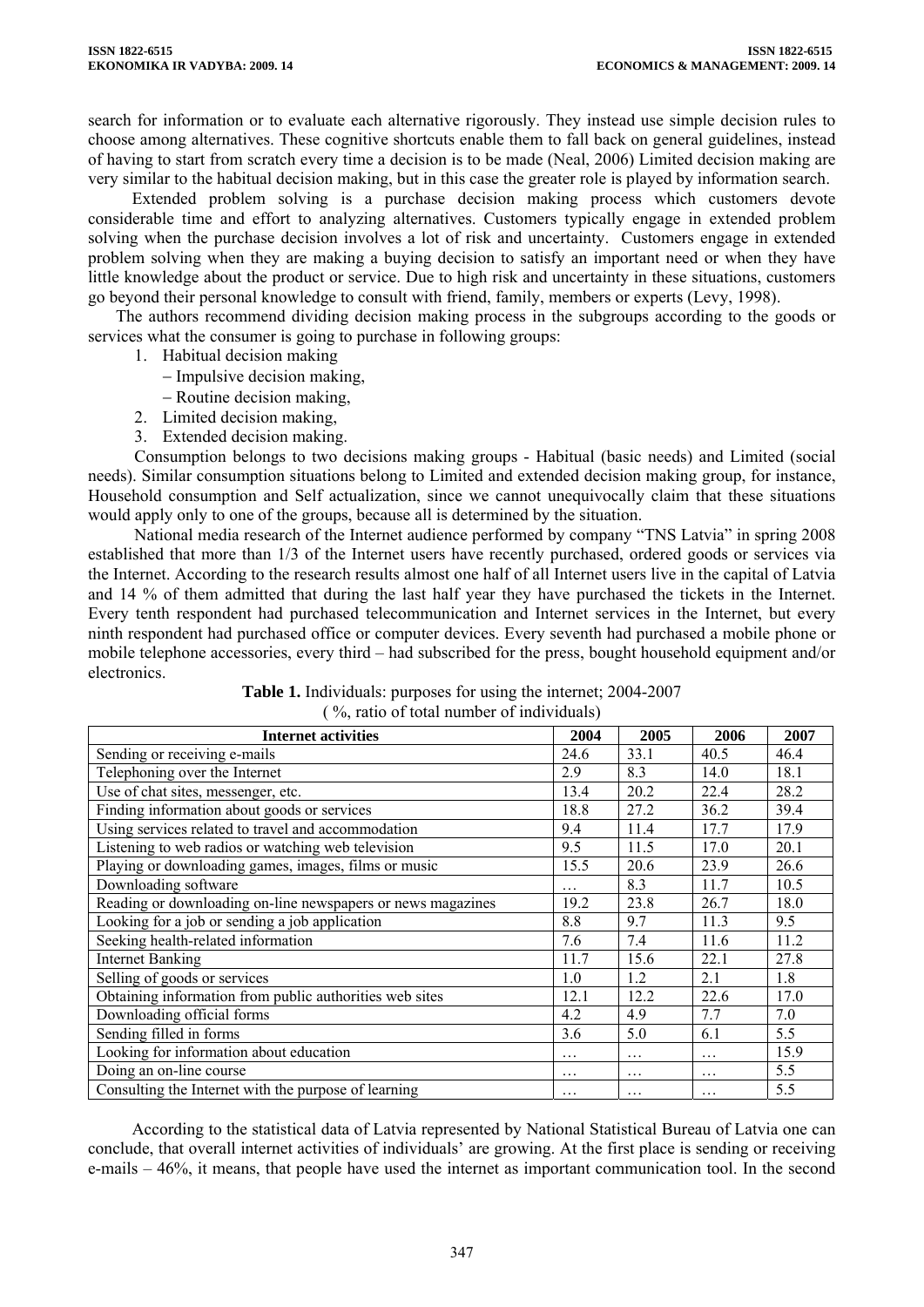search for information or to evaluate each alternative rigorously. They instead use simple decision rules to choose among alternatives. These cognitive shortcuts enable them to fall back on general guidelines, instead of having to start from scratch every time a decision is to be made (Neal, 2006) Limited decision making are very similar to the habitual decision making, but in this case the greater role is played by information search.

Extended problem solving is a purchase decision making process which customers devote considerable time and effort to analyzing alternatives. Customers typically engage in extended problem solving when the purchase decision involves a lot of risk and uncertainty. Customers engage in extended problem solving when they are making a buying decision to satisfy an important need or when they have little knowledge about the product or service. Due to high risk and uncertainty in these situations, customers go beyond their personal knowledge to consult with friend, family, members or experts (Levy, 1998).

The authors recommend dividing decision making process in the subgroups according to the goods or services what the consumer is going to purchase in following groups:

1. Habitual decision making
   - Impulsive decision making,
   - Routine decision making,
2. Limited decision making,
3. Extended decision making.

Consumption belongs to two decisions making groups - Habitual (basic needs) and Limited (social needs). Similar consumption situations belong to Limited and extended decision making group, for instance, Household consumption and Self actualization, since we cannot unequivocally claim that these situations would apply only to one of the groups, because all is determined by the situation.

National media research of the Internet audience performed by company "TNS Latvia" in spring 2008 established that more than 1/3 of the Internet users have recently purchased, ordered goods or services via the Internet. According to the research results almost one half of all Internet users live in the capital of Latvia and 14 % of them admitted that during the last half year they have purchased the tickets in the Internet. Every tenth respondent had purchased telecommunication and Internet services in the Internet, but every ninth respondent had purchased office or computer devices. Every seventh had purchased a mobile phone or mobile telephone accessories, every third – had subscribed for the press, bought household equipment and/or electronics.

**Table 1.** Individuals: purposes for using the internet; 2004-2007
( %, ratio of total number of individuals)

| Internet activities | 2004 | 2005 | 2006 | 2007 |
|---|---|---|---|---|
| Sending or receiving e-mails | 24.6 | 33.1 | 40.5 | 46.4 |
| Telephoning over the Internet | 2.9 | 8.3 | 14.0 | 18.1 |
| Use of chat sites, messenger, etc. | 13.4 | 20.2 | 22.4 | 28.2 |
| Finding information about goods or services | 18.8 | 27.2 | 36.2 | 39.4 |
| Using services related to travel and accommodation | 9.4 | 11.4 | 17.7 | 17.9 |
| Listening to web radios or watching web television | 9.5 | 11.5 | 17.0 | 20.1 |
| Playing or downloading games, images, films or music | 15.5 | 20.6 | 23.9 | 26.6 |
| Downloading software | … | 8.3 | 11.7 | 10.5 |
| Reading or downloading on-line newspapers or news magazines | 19.2 | 23.8 | 26.7 | 18.0 |
| Looking for a job or sending a job application | 8.8 | 9.7 | 11.3 | 9.5 |
| Seeking health-related information | 7.6 | 7.4 | 11.6 | 11.2 |
| Internet Banking | 11.7 | 15.6 | 22.1 | 27.8 |
| Selling of goods or services | 1.0 | 1.2 | 2.1 | 1.8 |
| Obtaining information from public authorities web sites | 12.1 | 12.2 | 22.6 | 17.0 |
| Downloading official forms | 4.2 | 4.9 | 7.7 | 7.0 |
| Sending filled in forms | 3.6 | 5.0 | 6.1 | 5.5 |
| Looking for information about education | … | … | … | 15.9 |
| Doing an on-line course | … | … | … | 5.5 |
| Consulting the Internet with the purpose of learning | … | … | … | 5.5 |

According to the statistical data of Latvia represented by National Statistical Bureau of Latvia one can conclude, that overall internet activities of individuals' are growing. At the first place is sending or receiving e-mails – 46%, it means, that people have used the internet as important communication tool. In the second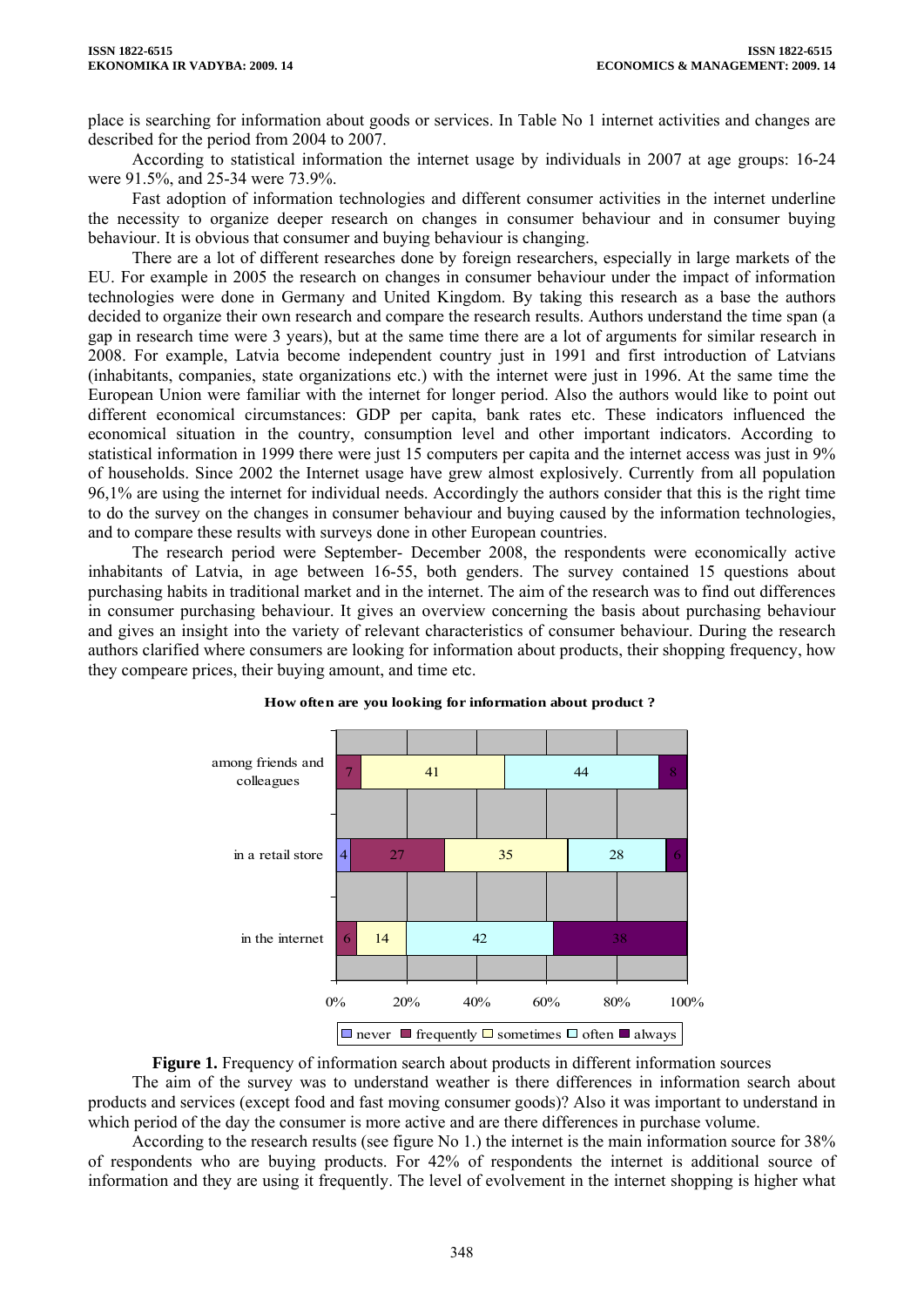place is searching for information about goods or services. In Table No 1 internet activities and changes are described for the period from 2004 to 2007.

According to statistical information the internet usage by individuals in 2007 at age groups: 16-24 were 91.5%, and 25-34 were 73.9%.

Fast adoption of information technologies and different consumer activities in the internet underline the necessity to organize deeper research on changes in consumer behaviour and in consumer buying behaviour. It is obvious that consumer and buying behaviour is changing.

There are a lot of different researches done by foreign researchers, especially in large markets of the EU. For example in 2005 the research on changes in consumer behaviour under the impact of information technologies were done in Germany and United Kingdom. By taking this research as a base the authors decided to organize their own research and compare the research results. Authors understand the time span (a gap in research time were 3 years), but at the same time there are a lot of arguments for similar research in 2008. For example, Latvia become independent country just in 1991 and first introduction of Latvians (inhabitants, companies, state organizations etc.) with the internet were just in 1996. At the same time the European Union were familiar with the internet for longer period. Also the authors would like to point out different economical circumstances: GDP per capita, bank rates etc. These indicators influenced the economical situation in the country, consumption level and other important indicators. According to statistical information in 1999 there were just 15 computers per capita and the internet access was just in 9% of households. Since 2002 the Internet usage have grew almost explosively. Currently from all population 96,1% are using the internet for individual needs. Accordingly the authors consider that this is the right time to do the survey on the changes in consumer behaviour and buying caused by the information technologies, and to compare these results with surveys done in other European countries.

The research period were September- December 2008, the respondents were economically active inhabitants of Latvia, in age between 16-55, both genders. The survey contained 15 questions about purchasing habits in traditional market and in the internet. The aim of the research was to find out differences in consumer purchasing behaviour. It gives an overview concerning the basis about purchasing behaviour and gives an insight into the variety of relevant characteristics of consumer behaviour. During the research authors clarified where consumers are looking for information about products, their shopping frequency, how they compeare prices, their buying amount, and time etc.

**How often are you looking for information about product ?**

| | never | frequently | sometimes | often | always |
|---|---|---|---|---|---|
| among friends and colleagues | | 7 | 41 | 44 | 8 |
| in a retail store | 4 | 27 | 35 | 28 | 6 |
| in the internet | | 6 | 14 | 42 | 38 |

**Figure 1.** Frequency of information search about products in different information sources

The aim of the survey was to understand weather is there differences in information search about products and services (except food and fast moving consumer goods)? Also it was important to understand in which period of the day the consumer is more active and are there differences in purchase volume.

According to the research results (see figure No 1.) the internet is the main information source for 38% of respondents who are buying products. For 42% of respondents the internet is additional source of information and they are using it frequently. The level of evolvement in the internet shopping is higher what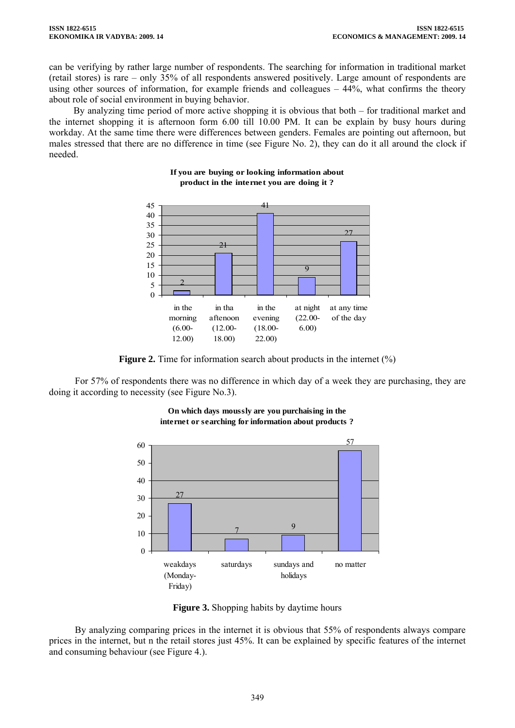can be verifying by rather large number of respondents. The searching for information in traditional market (retail stores) is rare – only 35% of all respondents answered positively. Large amount of respondents are using other sources of information, for example friends and colleagues – 44%, what confirms the theory about role of social environment in buying behavior.

By analyzing time period of more active shopping it is obvious that both – for traditional market and the internet shopping it is afternoon form 6.00 till 10.00 PM. It can be explain by busy hours during workday. At the same time there were differences between genders. Females are pointing out afternoon, but males stressed that there are no difference in time (see Figure No. 2), they can do it all around the clock if needed.

**If you are buying or looking information about product in the internet you are doing it ?**

| in the morning (6.00-12.00) | in tha aftenoon (12.00-18.00) | in the evening (18.00-22.00) | at night (22.00-6.00) | at any time of the day |
|---|---|---|---|---|
| 2 | 21 | 41 | 9 | 27 |

**Figure 2.** Time for information search about products in the internet (%)

For 57% of respondents there was no difference in which day of a week they are purchasing, they are doing it according to necessity (see Figure No.3).

**On which days moussly are you purchaising in the internet or searching for information about products ?**

| weakdays (Monday-Friday) | saturdays | sundays and holidays | no matter |
|---|---|---|---|
| 27 | 7 | 9 | 57 |

**Figure 3.** Shopping habits by daytime hours

By analyzing comparing prices in the internet it is obvious that 55% of respondents always compare prices in the internet, but n the retail stores just 45%. It can be explained by specific features of the internet and consuming behaviour (see Figure 4.).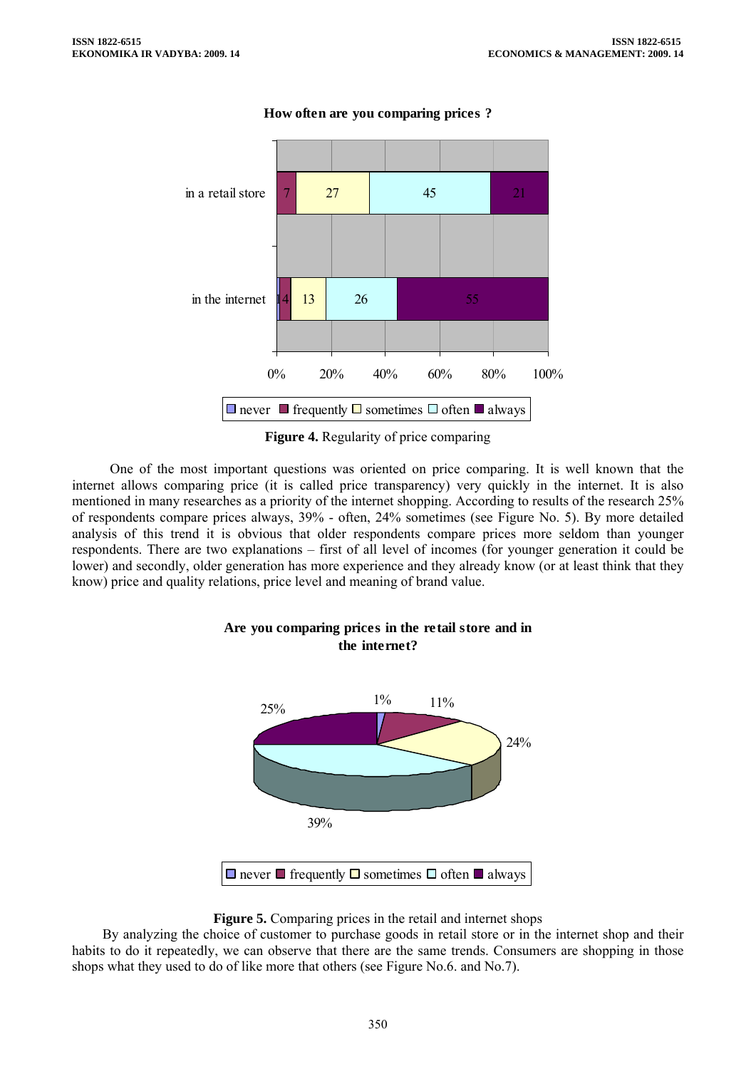**How often are you comparing prices ?**

| | never | frequently | sometimes | often | always |
|---|---|---|---|---|---|
| in a retail store | | 7 | 27 | 45 | 21 |
| in the internet | 1 | 4 | 13 | 26 | 55 |

**Figure 4.** Regularity of price comparing

One of the most important questions was oriented on price comparing. It is well known that the internet allows comparing price (it is called price transparency) very quickly in the internet. It is also mentioned in many researches as a priority of the internet shopping. According to results of the research 25% of respondents compare prices always, 39% - often, 24% sometimes (see Figure No. 5). By more detailed analysis of this trend it is obvious that older respondents compare prices more seldom than younger respondents. There are two explanations – first of all level of incomes (for younger generation it could be lower) and secondly, older generation has more experience and they already know (or at least think that they know) price and quality relations, price level and meaning of brand value.

**Are you comparing prices in the retail store and in the internet?**

| never | frequently | sometimes | often | always |
|---|---|---|---|---|
| 1% | 11% | 24% | 39% | 25% |

**Figure 5.** Comparing prices in the retail and internet shops

By analyzing the choice of customer to purchase goods in retail store or in the internet shop and their habits to do it repeatedly, we can observe that there are the same trends. Consumers are shopping in those shops what they used to do of like more that others (see Figure No.6. and No.7).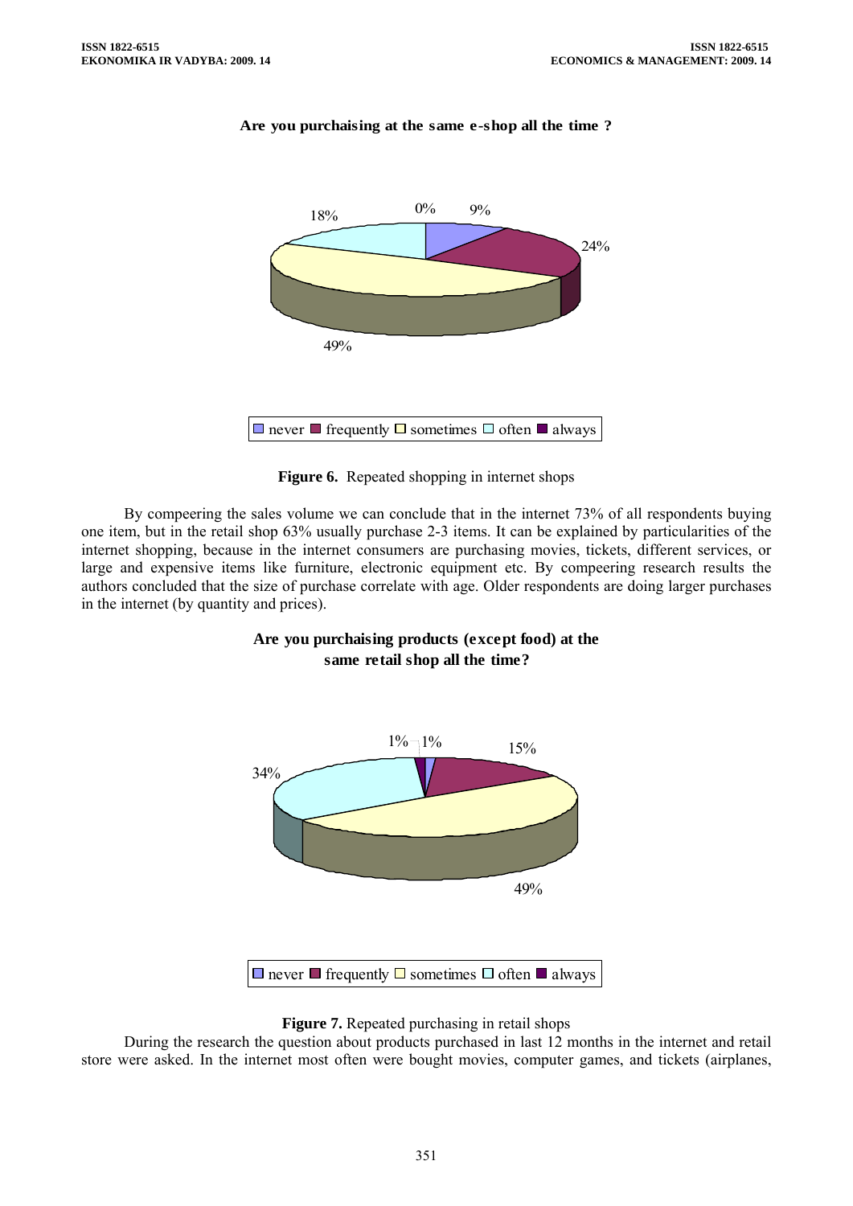**Are you purchasing at the same e-shop all the time ?**

0% 9% 18% 24% 49%

never frequently sometimes often always

**Figure 6.** Repeated shopping in internet shops

By compeering the sales volume we can conclude that in the internet 73% of all respondents buying one item, but in the retail shop 63% usually purchase 2-3 items. It can be explained by particularities of the internet shopping, because in the internet consumers are purchasing movies, tickets, different services, or large and expensive items like furniture, electronic equipment etc. By compeering research results the authors concluded that the size of purchase correlate with age. Older respondents are doing larger purchases in the internet (by quantity and prices).

**Are you purchasing products (except food) at the same retail shop all the time?**

1% 1% 15% 34% 49%

never frequently sometimes often always

**Figure 7.** Repeated purchasing in retail shops

During the research the question about products purchased in last 12 months in the internet and retail store were asked. In the internet most often were bought movies, computer games, and tickets (airplanes,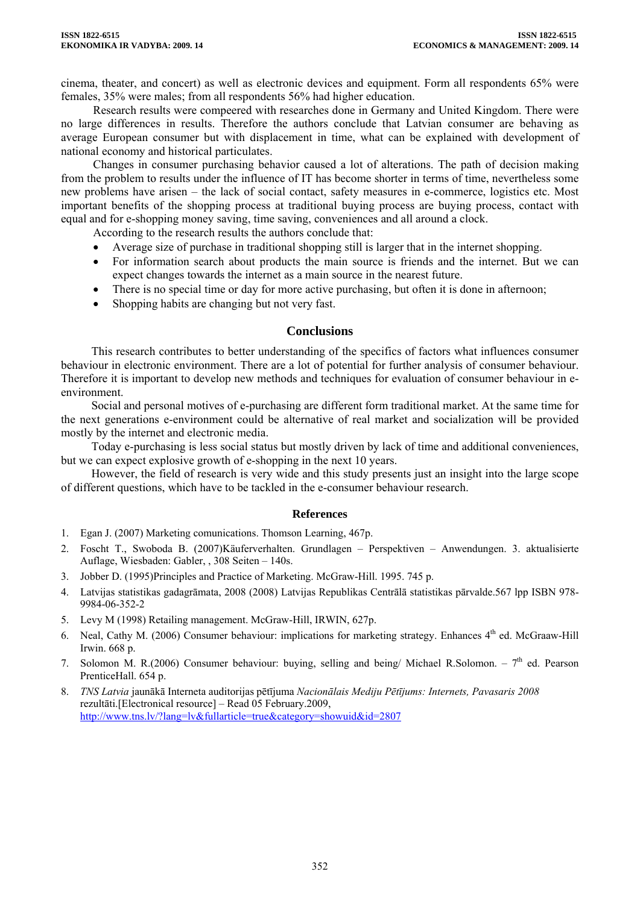cinema, theater, and concert) as well as electronic devices and equipment. Form all respondents 65% were females, 35% were males; from all respondents 56% had higher education.

Research results were compeered with researches done in Germany and United Kingdom. There were no large differences in results. Therefore the authors conclude that Latvian consumer are behaving as average European consumer but with displacement in time, what can be explained with development of national economy and historical particulates.

Changes in consumer purchasing behavior caused a lot of alterations. The path of decision making from the problem to results under the influence of IT has become shorter in terms of time, nevertheless some new problems have arisen – the lack of social contact, safety measures in e-commerce, logistics etc. Most important benefits of the shopping process at traditional buying process are buying process, contact with equal and for e-shopping money saving, time saving, conveniences and all around a clock.

According to the research results the authors conclude that:

- Average size of purchase in traditional shopping still is larger that in the internet shopping.
- For information search about products the main source is friends and the internet. But we can expect changes towards the internet as a main source in the nearest future.
- There is no special time or day for more active purchasing, but often it is done in afternoon;
- Shopping habits are changing but not very fast.

## Conclusions

This research contributes to better understanding of the specifics of factors what influences consumer behaviour in electronic environment. There are a lot of potential for further analysis of consumer behaviour. Therefore it is important to develop new methods and techniques for evaluation of consumer behaviour in e-environment.

Social and personal motives of e-purchasing are different form traditional market. At the same time for the next generations e-environment could be alternative of real market and socialization will be provided mostly by the internet and electronic media.

Today e-purchasing is less social status but mostly driven by lack of time and additional conveniences, but we can expect explosive growth of e-shopping in the next 10 years.

However, the field of research is very wide and this study presents just an insight into the large scope of different questions, which have to be tackled in the e-consumer behaviour research.

## References

1. Egan J. (2007) Marketing comunications. Thomson Learning, 467p.
2. Foscht T., Swoboda B. (2007)Käuferverhalten. Grundlagen – Perspektiven – Anwendungen. 3. aktualisierte Auflage, Wiesbaden: Gabler, , 308 Seiten – 140s.
3. Jobber D. (1995)Principles and Practice of Marketing. McGraw-Hill. 1995. 745 p.
4. Latvijas statistikas gadagrāmata, 2008 (2008) Latvijas Republikas Centrālā statistikas pārvalde.567 lpp ISBN 978-9984-06-352-2
5. Levy M (1998) Retailing management. McGraw-Hill, IRWIN, 627p.
6. Neal, Cathy M. (2006) Consumer behaviour: implications for marketing strategy. Enhances 4th ed. McGraaw-Hill Irwin. 668 p.
7. Solomon M. R.(2006) Consumer behaviour: buying, selling and being/ Michael R.Solomon. – 7th ed. Pearson PrenticeHall. 654 p.
8. *TNS Latvia* jaunākā Interneta auditorijas pētījuma *Nacionālais Mediju Pētījums: Internets, Pavasaris 2008* rezultāti.[Electronical resource] – Read 05 February.2009, http://www.tns.lv/?lang=lv&fullarticle=true&category=showuid&id=2807